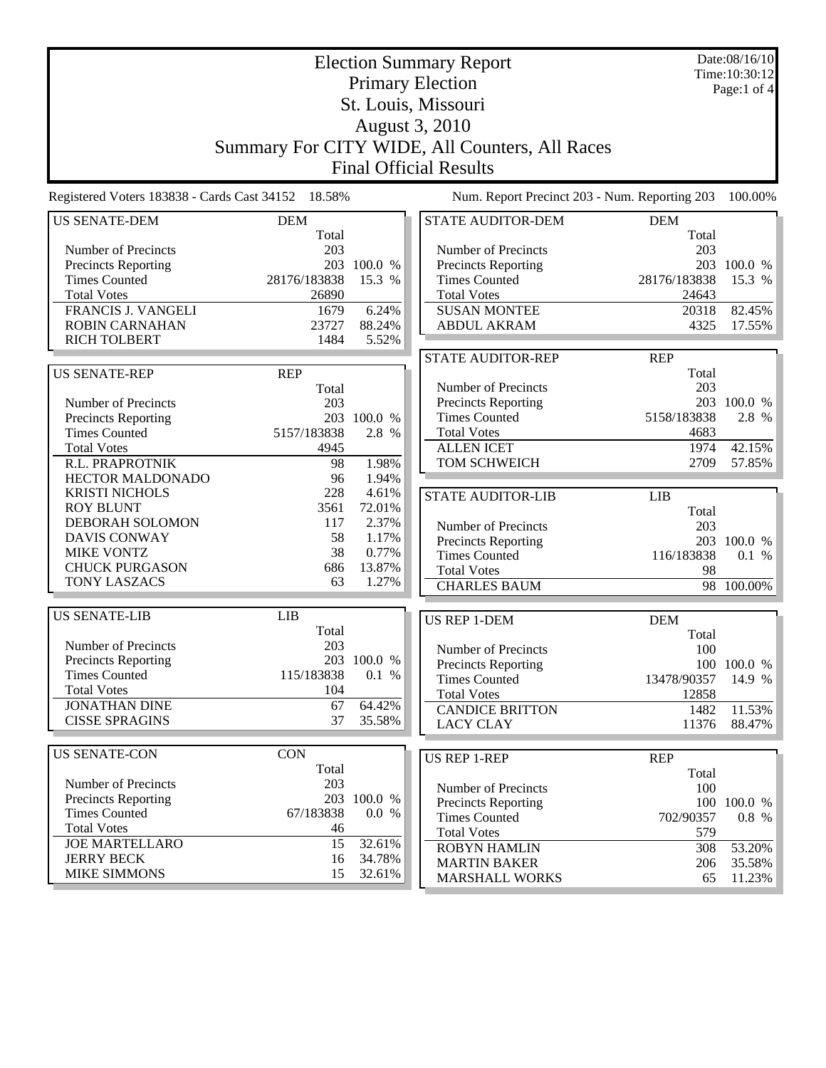# Election Summary Report

## Primary Election

## St. Louis, Missouri

## August 3, 2010

## Summary For CITY WIDE, All Counters, All Races

## Final Official Results

Date:08/16/10
Time:10:30:12

Registered Voters 183838 - Cards Cast 34152 18.58%

Num. Report Precinct 203 - Num. Reporting 203 100.00%

### US SENATE-DEM

| | DEM Total | |
|---|---|---|
| Number of Precincts | 203 | |
| Precincts Reporting | 203 | 100.0 % |
| Times Counted | 28176/183838 | 15.3 % |
| Total Votes | 26890 | |
| FRANCIS J. VANGELI | 1679 | 6.24% |
| ROBIN CARNAHAN | 23727 | 88.24% |
| RICH TOLBERT | 1484 | 5.52% |

### US SENATE-REP

| | REP Total | |
|---|---|---|
| Number of Precincts | 203 | |
| Precincts Reporting | 203 | 100.0 % |
| Times Counted | 5157/183838 | 2.8 % |
| Total Votes | 4945 | |
| R.L. PRAPROTNIK | 98 | 1.98% |
| HECTOR MALDONADO | 96 | 1.94% |
| KRISTI NICHOLS | 228 | 4.61% |
| ROY BLUNT | 3561 | 72.01% |
| DEBORAH SOLOMON | 117 | 2.37% |
| DAVIS CONWAY | 58 | 1.17% |
| MIKE VONTZ | 38 | 0.77% |
| CHUCK PURGASON | 686 | 13.87% |
| TONY LASZACS | 63 | 1.27% |

### US SENATE-LIB

| | LIB Total | |
|---|---|---|
| Number of Precincts | 203 | |
| Precincts Reporting | 203 | 100.0 % |
| Times Counted | 115/183838 | 0.1 % |
| Total Votes | 104 | |
| JONATHAN DINE | 67 | 64.42% |
| CISSE SPRAGINS | 37 | 35.58% |

### US SENATE-CON

| | CON Total | |
|---|---|---|
| Number of Precincts | 203 | |
| Precincts Reporting | 203 | 100.0 % |
| Times Counted | 67/183838 | 0.0 % |
| Total Votes | 46 | |
| JOE MARTELLARO | 15 | 32.61% |
| JERRY BECK | 16 | 34.78% |
| MIKE SIMMONS | 15 | 32.61% |

### STATE AUDITOR-DEM

| | DEM Total | |
|---|---|---|
| Number of Precincts | 203 | |
| Precincts Reporting | 203 | 100.0 % |
| Times Counted | 28176/183838 | 15.3 % |
| Total Votes | 24643 | |
| SUSAN MONTEE | 20318 | 82.45% |
| ABDUL AKRAM | 4325 | 17.55% |

### STATE AUDITOR-REP

| | REP Total | |
|---|---|---|
| Number of Precincts | 203 | |
| Precincts Reporting | 203 | 100.0 % |
| Times Counted | 5158/183838 | 2.8 % |
| Total Votes | 4683 | |
| ALLEN ICET | 1974 | 42.15% |
| TOM SCHWEICH | 2709 | 57.85% |

### STATE AUDITOR-LIB

| | LIB Total | |
|---|---|---|
| Number of Precincts | 203 | |
| Precincts Reporting | 203 | 100.0 % |
| Times Counted | 116/183838 | 0.1 % |
| Total Votes | 98 | |
| CHARLES BAUM | 98 | 100.00% |

### US REP 1-DEM

| | DEM Total | |
|---|---|---|
| Number of Precincts | 100 | |
| Precincts Reporting | 100 | 100.0 % |
| Times Counted | 13478/90357 | 14.9 % |
| Total Votes | 12858 | |
| CANDICE BRITTON | 1482 | 11.53% |
| LACY CLAY | 11376 | 88.47% |

### US REP 1-REP

| | REP Total | |
|---|---|---|
| Number of Precincts | 100 | |
| Precincts Reporting | 100 | 100.0 % |
| Times Counted | 702/90357 | 0.8 % |
| Total Votes | 579 | |
| ROBYN HAMLIN | 308 | 53.20% |
| MARTIN BAKER | 206 | 35.58% |
| MARSHALL WORKS | 65 | 11.23% |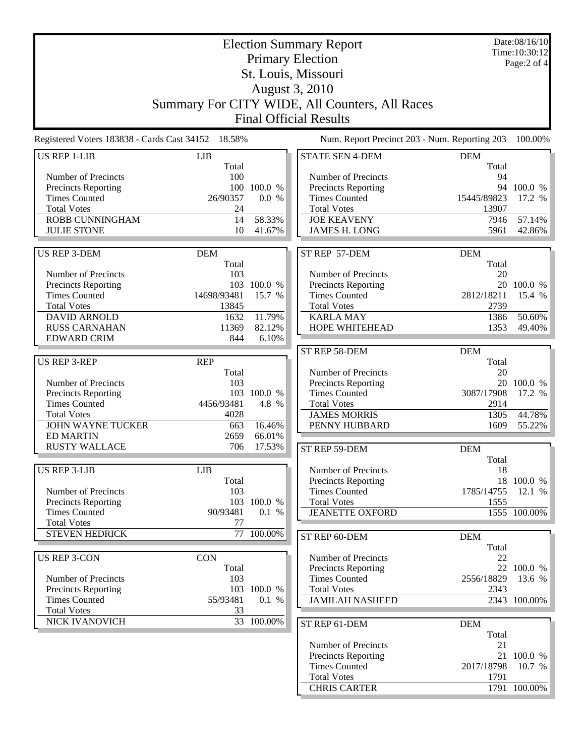# Election Summary Report

## Primary Election

## St. Louis, Missouri

## August 3, 2010

## Summary For CITY WIDE, All Counters, All Races

## Final Official Results

Date:08/16/10
Time:10:30:12

Registered Voters 183838 - Cards Cast 34152 18.58%

Num. Report Precinct 203 - Num. Reporting 203 100.00%

| US REP 1-LIB | LIB | |
|---|---|---|
| | Total | |
| Number of Precincts | 100 | |
| Precincts Reporting | 100 | 100.0 % |
| Times Counted | 26/90357 | 0.0 % |
| Total Votes | 24 | |
| ROBB CUNNINGHAM | 14 | 58.33% |
| JULIE STONE | 10 | 41.67% |

| US REP 3-DEM | DEM | |
|---|---|---|
| | Total | |
| Number of Precincts | 103 | |
| Precincts Reporting | 103 | 100.0 % |
| Times Counted | 14698/93481 | 15.7 % |
| Total Votes | 13845 | |
| DAVID ARNOLD | 1632 | 11.79% |
| RUSS CARNAHAN | 11369 | 82.12% |
| EDWARD CRIM | 844 | 6.10% |

| US REP 3-REP | REP | |
|---|---|---|
| | Total | |
| Number of Precincts | 103 | |
| Precincts Reporting | 103 | 100.0 % |
| Times Counted | 4456/93481 | 4.8 % |
| Total Votes | 4028 | |
| JOHN WAYNE TUCKER | 663 | 16.46% |
| ED MARTIN | 2659 | 66.01% |
| RUSTY WALLACE | 706 | 17.53% |

| US REP 3-LIB | LIB | |
|---|---|---|
| | Total | |
| Number of Precincts | 103 | |
| Precincts Reporting | 103 | 100.0 % |
| Times Counted | 90/93481 | 0.1 % |
| Total Votes | 77 | |
| STEVEN HEDRICK | 77 | 100.00% |

| US REP 3-CON | CON | |
|---|---|---|
| | Total | |
| Number of Precincts | 103 | |
| Precincts Reporting | 103 | 100.0 % |
| Times Counted | 55/93481 | 0.1 % |
| Total Votes | 33 | |
| NICK IVANOVICH | 33 | 100.00% |

| STATE SEN 4-DEM | DEM | |
|---|---|---|
| | Total | |
| Number of Precincts | 94 | |
| Precincts Reporting | 94 | 100.0 % |
| Times Counted | 15445/89823 | 17.2 % |
| Total Votes | 13907 | |
| JOE KEAVENY | 7946 | 57.14% |
| JAMES H. LONG | 5961 | 42.86% |

| ST REP 57-DEM | DEM | |
|---|---|---|
| | Total | |
| Number of Precincts | 20 | |
| Precincts Reporting | 20 | 100.0 % |
| Times Counted | 2812/18211 | 15.4 % |
| Total Votes | 2739 | |
| KARLA MAY | 1386 | 50.60% |
| HOPE WHITEHEAD | 1353 | 49.40% |

| ST REP 58-DEM | DEM | |
|---|---|---|
| | Total | |
| Number of Precincts | 20 | |
| Precincts Reporting | 20 | 100.0 % |
| Times Counted | 3087/17908 | 17.2 % |
| Total Votes | 2914 | |
| JAMES MORRIS | 1305 | 44.78% |
| PENNY HUBBARD | 1609 | 55.22% |

| ST REP 59-DEM | DEM | |
|---|---|---|
| | Total | |
| Number of Precincts | 18 | |
| Precincts Reporting | 18 | 100.0 % |
| Times Counted | 1785/14755 | 12.1 % |
| Total Votes | 1555 | |
| JEANETTE OXFORD | 1555 | 100.00% |

| ST REP 60-DEM | DEM | |
|---|---|---|
| | Total | |
| Number of Precincts | 22 | |
| Precincts Reporting | 22 | 100.0 % |
| Times Counted | 2556/18829 | 13.6 % |
| Total Votes | 2343 | |
| JAMILAH NASHEED | 2343 | 100.00% |

| ST REP 61-DEM | DEM | |
|---|---|---|
| | Total | |
| Number of Precincts | 21 | |
| Precincts Reporting | 21 | 100.0 % |
| Times Counted | 2017/18798 | 10.7 % |
| Total Votes | 1791 | |
| CHRIS CARTER | 1791 | 100.00% |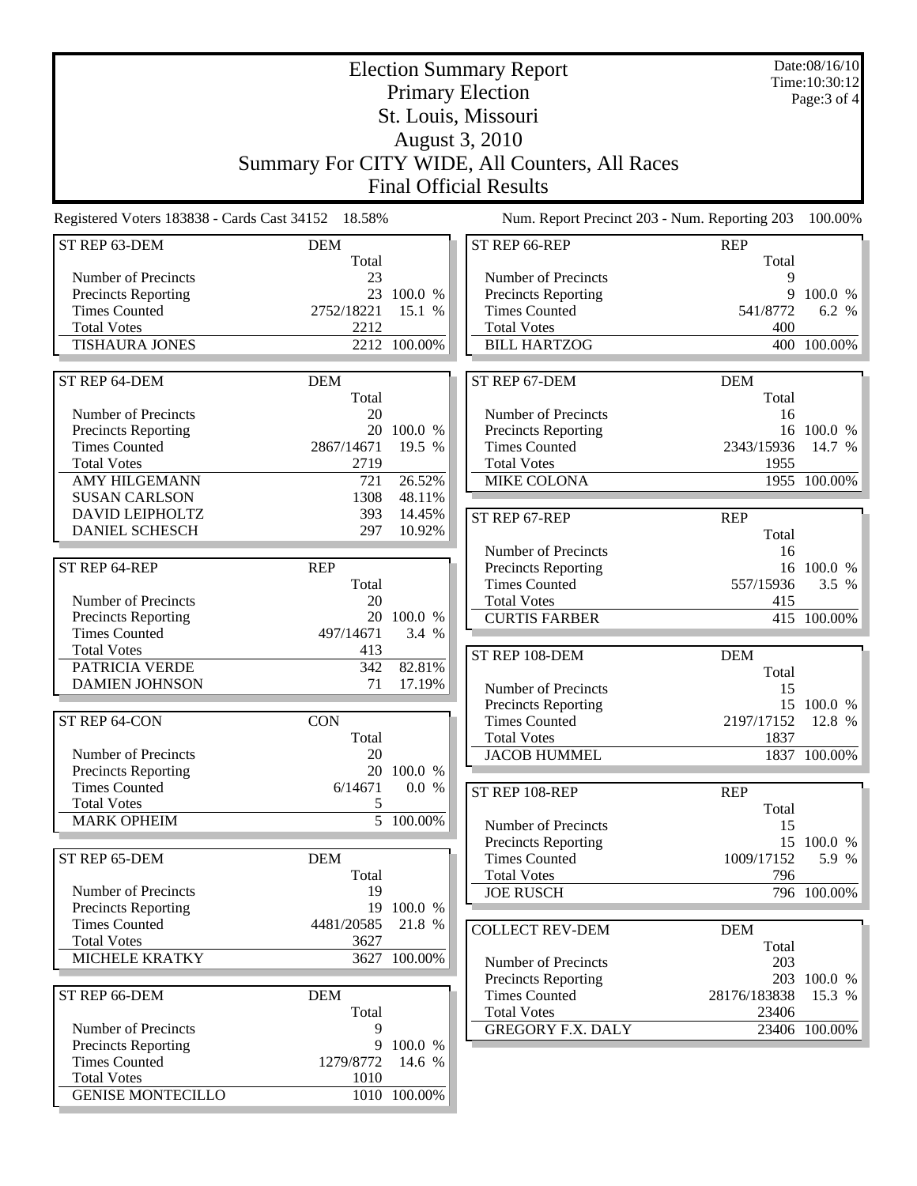# Election Summary Report

## Primary Election

## St. Louis, Missouri

## August 3, 2010

## Summary For CITY WIDE, All Counters, All Races

## Final Official Results

Date:08/16/10
Time:10:30:12

Registered Voters 183838 - Cards Cast 34152 18.58%

Num. Report Precinct 203 - Num. Reporting 203 100.00%

| ST REP 63-DEM | DEM Total | |
|---|---|---|
| Number of Precincts | 23 | |
| Precincts Reporting | 23 | 100.0 % |
| Times Counted | 2752/18221 | 15.1 % |
| Total Votes | 2212 | |
| TISHAURA JONES | 2212 | 100.00% |

| ST REP 64-DEM | DEM Total | |
|---|---|---|
| Number of Precincts | 20 | |
| Precincts Reporting | 20 | 100.0 % |
| Times Counted | 2867/14671 | 19.5 % |
| Total Votes | 2719 | |
| AMY HILGEMANN | 721 | 26.52% |
| SUSAN CARLSON | 1308 | 48.11% |
| DAVID LEIPHOLTZ | 393 | 14.45% |
| DANIEL SCHESCH | 297 | 10.92% |

| ST REP 64-REP | REP Total | |
|---|---|---|
| Number of Precincts | 20 | |
| Precincts Reporting | 20 | 100.0 % |
| Times Counted | 497/14671 | 3.4 % |
| Total Votes | 413 | |
| PATRICIA VERDE | 342 | 82.81% |
| DAMIEN JOHNSON | 71 | 17.19% |

| ST REP 64-CON | CON Total | |
|---|---|---|
| Number of Precincts | 20 | |
| Precincts Reporting | 20 | 100.0 % |
| Times Counted | 6/14671 | 0.0 % |
| Total Votes | 5 | |
| MARK OPHEIM | 5 | 100.00% |

| ST REP 65-DEM | DEM Total | |
|---|---|---|
| Number of Precincts | 19 | |
| Precincts Reporting | 19 | 100.0 % |
| Times Counted | 4481/20585 | 21.8 % |
| Total Votes | 3627 | |
| MICHELE KRATKY | 3627 | 100.00% |

| ST REP 66-DEM | DEM Total | |
|---|---|---|
| Number of Precincts | 9 | |
| Precincts Reporting | 9 | 100.0 % |
| Times Counted | 1279/8772 | 14.6 % |
| Total Votes | 1010 | |
| GENISE MONTECILLO | 1010 | 100.00% |

| ST REP 66-REP | REP Total | |
|---|---|---|
| Number of Precincts | 9 | |
| Precincts Reporting | 9 | 100.0 % |
| Times Counted | 541/8772 | 6.2 % |
| Total Votes | 400 | |
| BILL HARTZOG | 400 | 100.00% |

| ST REP 67-DEM | DEM Total | |
|---|---|---|
| Number of Precincts | 16 | |
| Precincts Reporting | 16 | 100.0 % |
| Times Counted | 2343/15936 | 14.7 % |
| Total Votes | 1955 | |
| MIKE COLONA | 1955 | 100.00% |

| ST REP 67-REP | REP Total | |
|---|---|---|
| Number of Precincts | 16 | |
| Precincts Reporting | 16 | 100.0 % |
| Times Counted | 557/15936 | 3.5 % |
| Total Votes | 415 | |
| CURTIS FARBER | 415 | 100.00% |

| ST REP 108-DEM | DEM Total | |
|---|---|---|
| Number of Precincts | 15 | |
| Precincts Reporting | 15 | 100.0 % |
| Times Counted | 2197/17152 | 12.8 % |
| Total Votes | 1837 | |
| JACOB HUMMEL | 1837 | 100.00% |

| ST REP 108-REP | REP Total | |
|---|---|---|
| Number of Precincts | 15 | |
| Precincts Reporting | 15 | 100.0 % |
| Times Counted | 1009/17152 | 5.9 % |
| Total Votes | 796 | |
| JOE RUSCH | 796 | 100.00% |

| COLLECT REV-DEM | DEM Total | |
|---|---|---|
| Number of Precincts | 203 | |
| Precincts Reporting | 203 | 100.0 % |
| Times Counted | 28176/183838 | 15.3 % |
| Total Votes | 23406 | |
| GREGORY F.X. DALY | 23406 | 100.00% |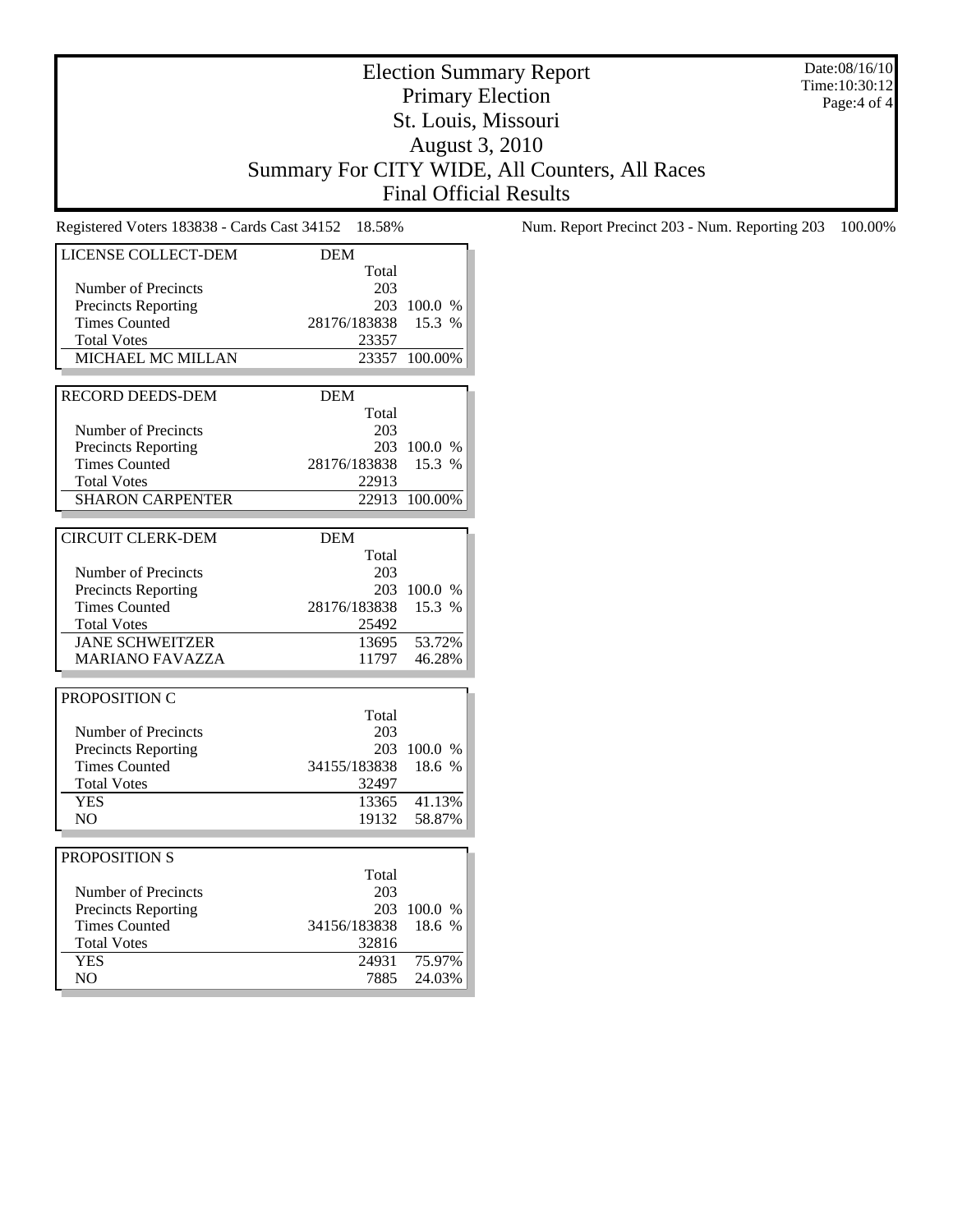# Election Summary Report
## Primary Election
## St. Louis, Missouri
## August 3, 2010
## Summary For CITY WIDE, All Counters, All Races
## Final Official Results

Date:08/16/10
Time:10:30:12

Registered Voters 183838 - Cards Cast 34152 18.58%

Num. Report Precinct 203 - Num. Reporting 203 100.00%

| LICENSE COLLECT-DEM | DEM | |
|---|---|---|
| | Total | |
| Number of Precincts | 203 | |
| Precincts Reporting | 203 | 100.0 % |
| Times Counted | 28176/183838 | 15.3 % |
| Total Votes | 23357 | |
| MICHAEL MC MILLAN | 23357 | 100.00% |

| RECORD DEEDS-DEM | DEM | |
|---|---|---|
| | Total | |
| Number of Precincts | 203 | |
| Precincts Reporting | 203 | 100.0 % |
| Times Counted | 28176/183838 | 15.3 % |
| Total Votes | 22913 | |
| SHARON CARPENTER | 22913 | 100.00% |

| CIRCUIT CLERK-DEM | DEM | |
|---|---|---|
| | Total | |
| Number of Precincts | 203 | |
| Precincts Reporting | 203 | 100.0 % |
| Times Counted | 28176/183838 | 15.3 % |
| Total Votes | 25492 | |
| JANE SCHWEITZER | 13695 | 53.72% |
| MARIANO FAVAZZA | 11797 | 46.28% |

| PROPOSITION C | | |
|---|---|---|
| | Total | |
| Number of Precincts | 203 | |
| Precincts Reporting | 203 | 100.0 % |
| Times Counted | 34155/183838 | 18.6 % |
| Total Votes | 32497 | |
| YES | 13365 | 41.13% |
| NO | 19132 | 58.87% |

| PROPOSITION S | | |
|---|---|---|
| | Total | |
| Number of Precincts | 203 | |
| Precincts Reporting | 203 | 100.0 % |
| Times Counted | 34156/183838 | 18.6 % |
| Total Votes | 32816 | |
| YES | 24931 | 75.97% |
| NO | 7885 | 24.03% |